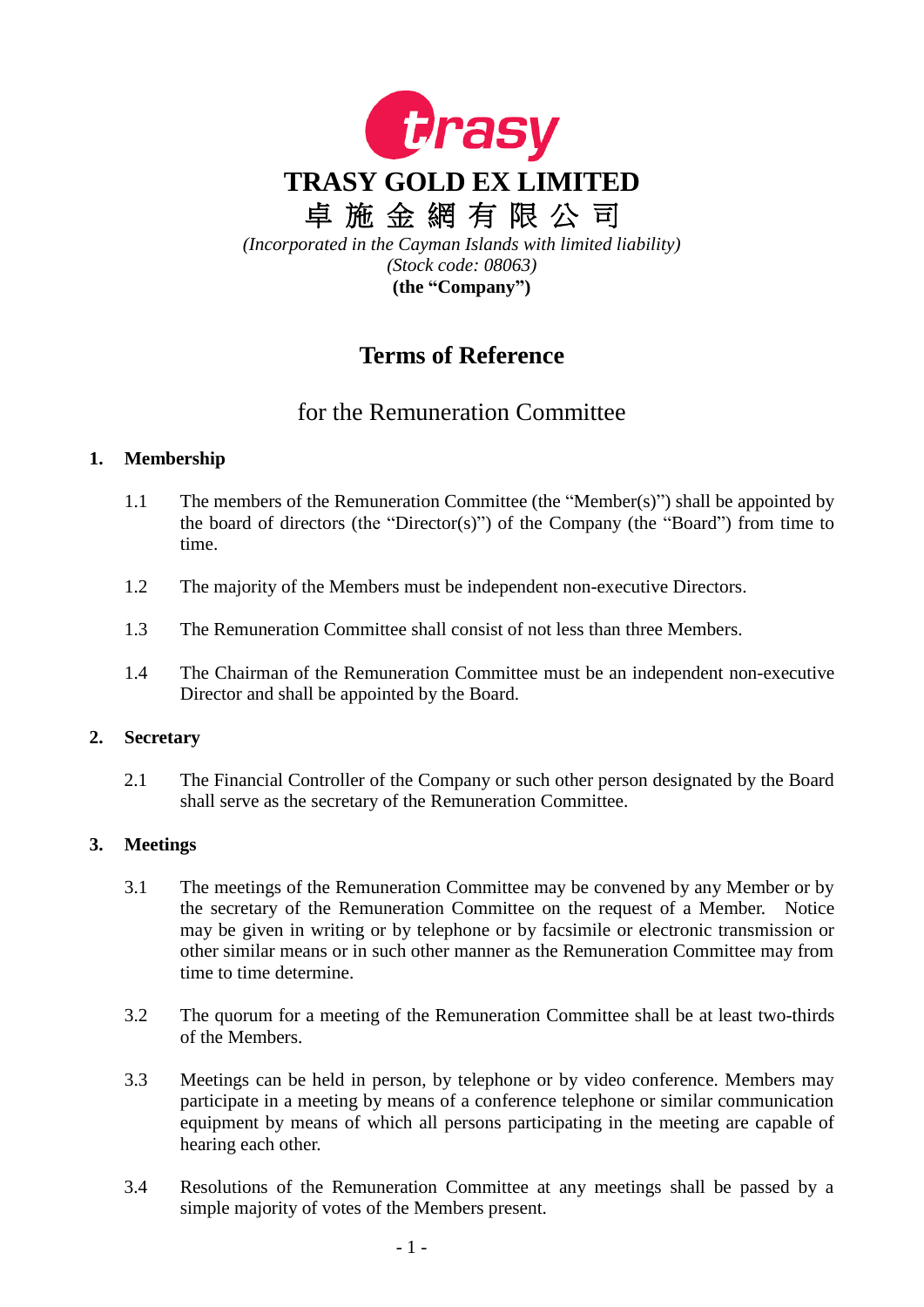# TRASY GOLD EX LIMITED

# 卓 施 金 網 有 限 公 司

*(Incorporated in the Cayman Islands with limited liability)*
*(Stock code: 08063)*
**(the "Company")**

## Terms of Reference

## for the Remuneration Committee

### 1. Membership

1.1 The members of the Remuneration Committee (the "Member(s)") shall be appointed by the board of directors (the "Director(s)") of the Company (the "Board") from time to time.

1.2 The majority of the Members must be independent non-executive Directors.

1.3 The Remuneration Committee shall consist of not less than three Members.

1.4 The Chairman of the Remuneration Committee must be an independent non-executive Director and shall be appointed by the Board.

### 2. Secretary

2.1 The Financial Controller of the Company or such other person designated by the Board shall serve as the secretary of the Remuneration Committee.

### 3. Meetings

3.1 The meetings of the Remuneration Committee may be convened by any Member or by the secretary of the Remuneration Committee on the request of a Member. Notice may be given in writing or by telephone or by facsimile or electronic transmission or other similar means or in such other manner as the Remuneration Committee may from time to time determine.

3.2 The quorum for a meeting of the Remuneration Committee shall be at least two-thirds of the Members.

3.3 Meetings can be held in person, by telephone or by video conference. Members may participate in a meeting by means of a conference telephone or similar communication equipment by means of which all persons participating in the meeting are capable of hearing each other.

3.4 Resolutions of the Remuneration Committee at any meetings shall be passed by a simple majority of votes of the Members present.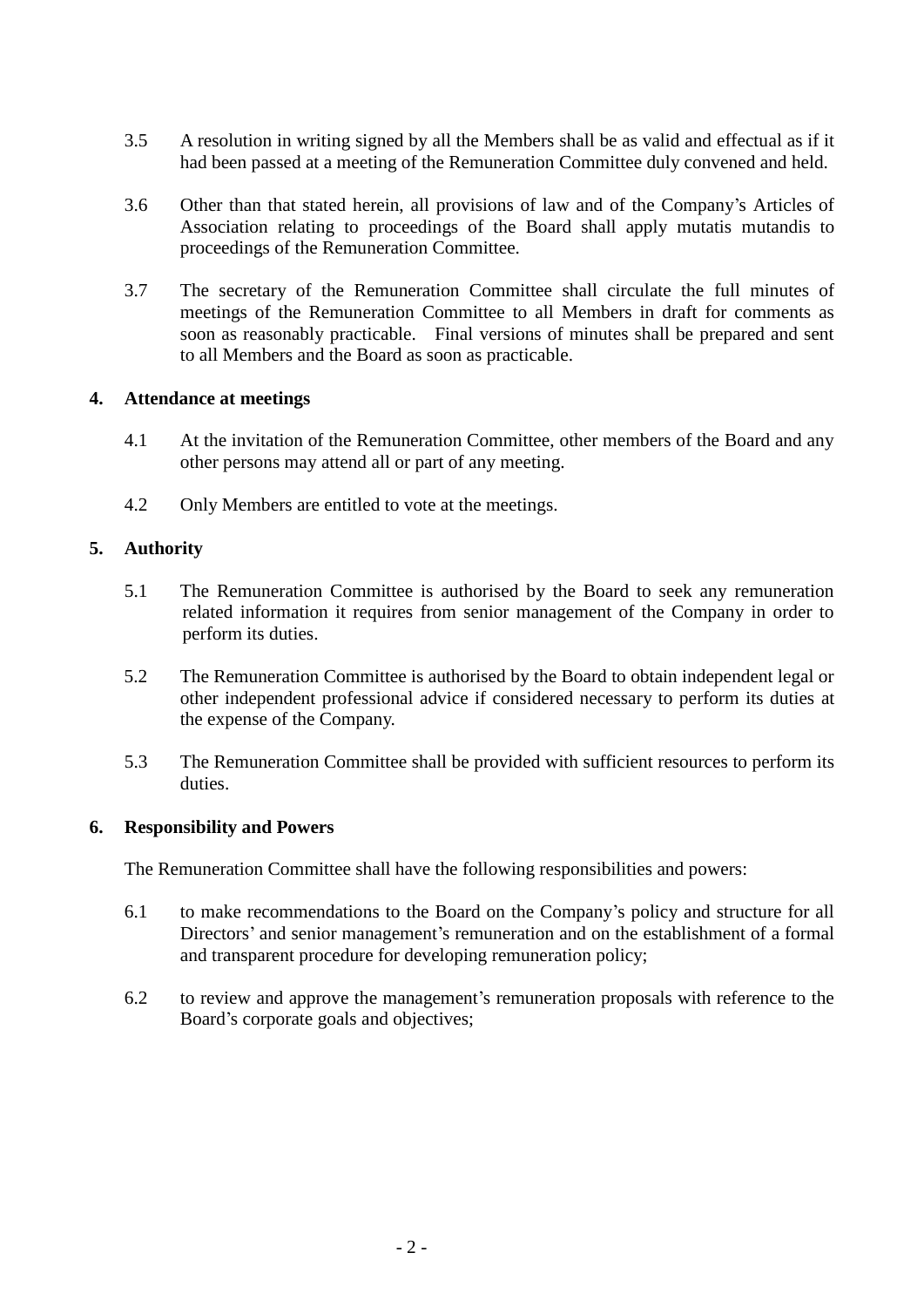3.5 A resolution in writing signed by all the Members shall be as valid and effectual as if it had been passed at a meeting of the Remuneration Committee duly convened and held.

3.6 Other than that stated herein, all provisions of law and of the Company's Articles of Association relating to proceedings of the Board shall apply mutatis mutandis to proceedings of the Remuneration Committee.

3.7 The secretary of the Remuneration Committee shall circulate the full minutes of meetings of the Remuneration Committee to all Members in draft for comments as soon as reasonably practicable. Final versions of minutes shall be prepared and sent to all Members and the Board as soon as practicable.

## 4. Attendance at meetings

4.1 At the invitation of the Remuneration Committee, other members of the Board and any other persons may attend all or part of any meeting.

4.2 Only Members are entitled to vote at the meetings.

## 5. Authority

5.1 The Remuneration Committee is authorised by the Board to seek any remuneration related information it requires from senior management of the Company in order to perform its duties.

5.2 The Remuneration Committee is authorised by the Board to obtain independent legal or other independent professional advice if considered necessary to perform its duties at the expense of the Company.

5.3 The Remuneration Committee shall be provided with sufficient resources to perform its duties.

## 6. Responsibility and Powers

The Remuneration Committee shall have the following responsibilities and powers:

6.1 to make recommendations to the Board on the Company's policy and structure for all Directors' and senior management's remuneration and on the establishment of a formal and transparent procedure for developing remuneration policy;

6.2 to review and approve the management's remuneration proposals with reference to the Board's corporate goals and objectives;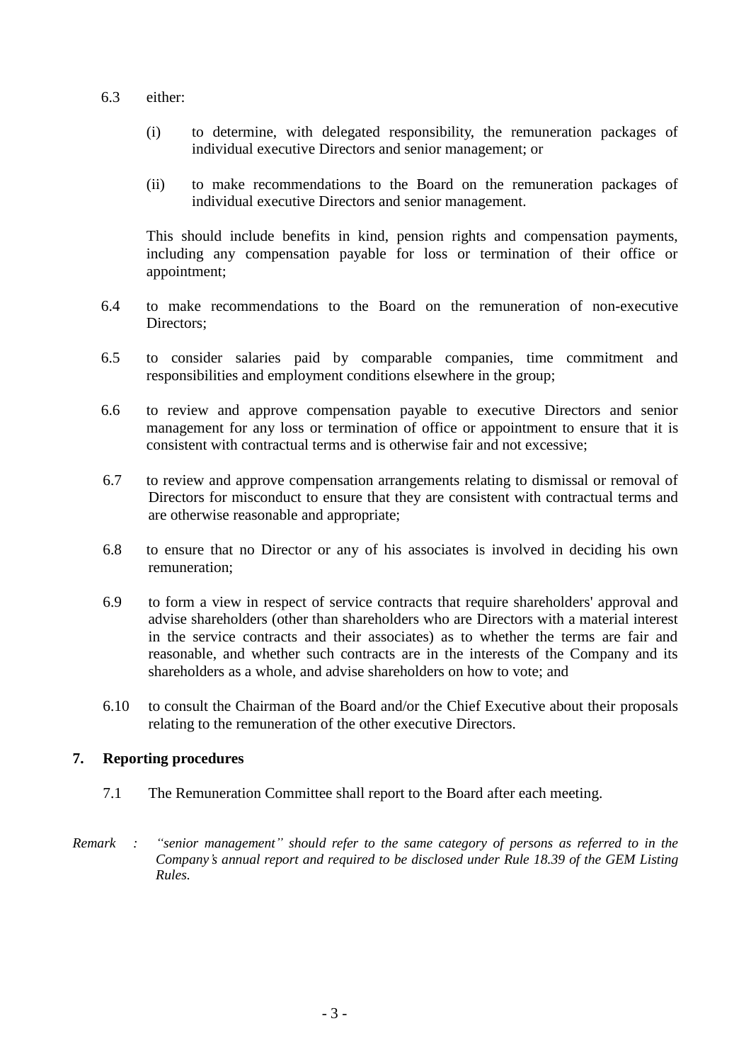6.3 either:

(i) to determine, with delegated responsibility, the remuneration packages of individual executive Directors and senior management; or

(ii) to make recommendations to the Board on the remuneration packages of individual executive Directors and senior management.

This should include benefits in kind, pension rights and compensation payments, including any compensation payable for loss or termination of their office or appointment;

6.4 to make recommendations to the Board on the remuneration of non-executive Directors;

6.5 to consider salaries paid by comparable companies, time commitment and responsibilities and employment conditions elsewhere in the group;

6.6 to review and approve compensation payable to executive Directors and senior management for any loss or termination of office or appointment to ensure that it is consistent with contractual terms and is otherwise fair and not excessive;

6.7 to review and approve compensation arrangements relating to dismissal or removal of Directors for misconduct to ensure that they are consistent with contractual terms and are otherwise reasonable and appropriate;

6.8 to ensure that no Director or any of his associates is involved in deciding his own remuneration;

6.9 to form a view in respect of service contracts that require shareholders' approval and advise shareholders (other than shareholders who are Directors with a material interest in the service contracts and their associates) as to whether the terms are fair and reasonable, and whether such contracts are in the interests of the Company and its shareholders as a whole, and advise shareholders on how to vote; and

6.10 to consult the Chairman of the Board and/or the Chief Executive about their proposals relating to the remuneration of the other executive Directors.

## 7. Reporting procedures

7.1 The Remuneration Committee shall report to the Board after each meeting.

*Remark : "senior management" should refer to the same category of persons as referred to in the Company's annual report and required to be disclosed under Rule 18.39 of the GEM Listing Rules.*